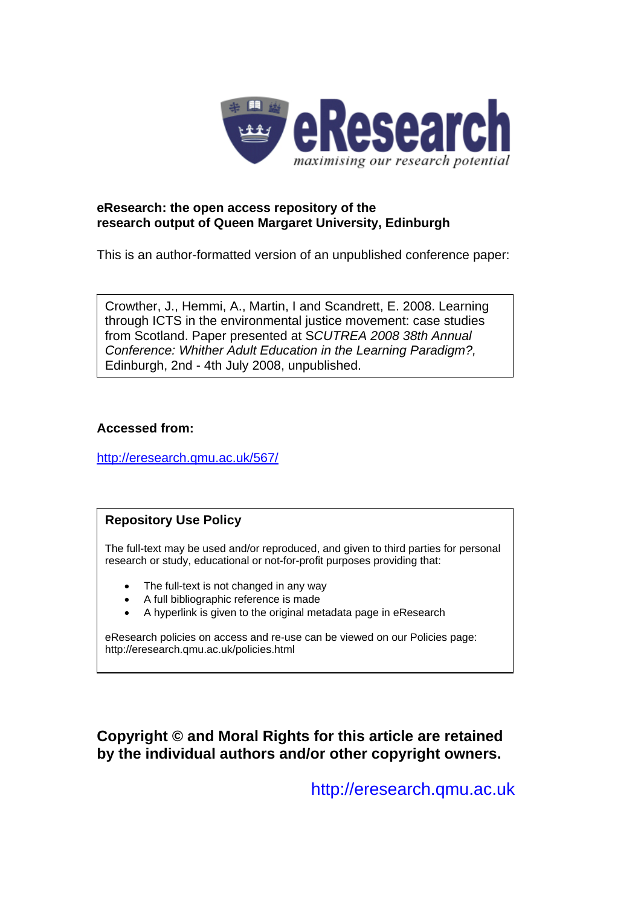# eResearch

*maximising our research potential*

**eResearch: the open access repository of the research output of Queen Margaret University, Edinburgh**

This is an author-formatted version of an unpublished conference paper:

Crowther, J., Hemmi, A., Martin, I and Scandrett, E. 2008. Learning through ICTS in the environmental justice movement: case studies from Scotland. Paper presented at *SCUTREA 2008 38th Annual Conference: Whither Adult Education in the Learning Paradigm?,* Edinburgh, 2nd - 4th July 2008, unpublished.

**Accessed from:**

http://eresearch.qmu.ac.uk/567/

**Repository Use Policy**

The full-text may be used and/or reproduced, and given to third parties for personal research or study, educational or not-for-profit purposes providing that:

- The full-text is not changed in any way
- A full bibliographic reference is made
- A hyperlink is given to the original metadata page in eResearch

eResearch policies on access and re-use can be viewed on our Policies page: http://eresearch.qmu.ac.uk/policies.html

**Copyright © and Moral Rights for this article are retained by the individual authors and/or other copyright owners.**

http://eresearch.qmu.ac.uk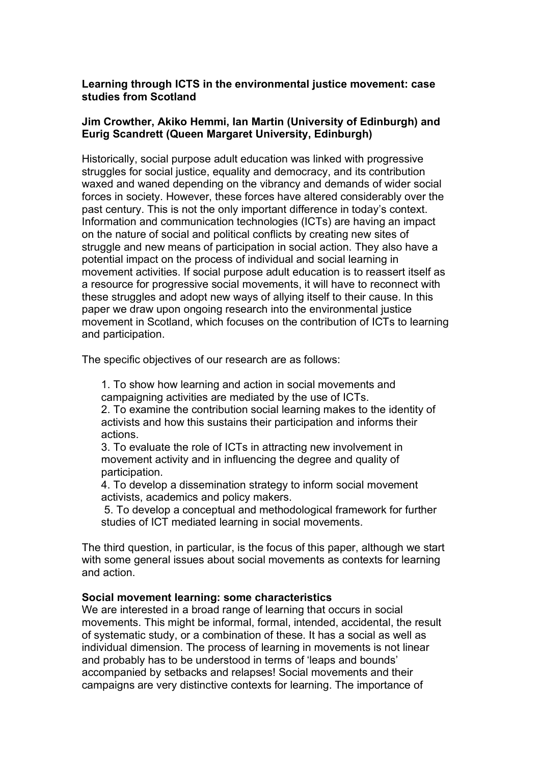**Learning through ICTS in the environmental justice movement: case studies from Scotland**

**Jim Crowther, Akiko Hemmi, Ian Martin (University of Edinburgh) and Eurig Scandrett (Queen Margaret University, Edinburgh)**

Historically, social purpose adult education was linked with progressive struggles for social justice, equality and democracy, and its contribution waxed and waned depending on the vibrancy and demands of wider social forces in society. However, these forces have altered considerably over the past century. This is not the only important difference in today's context. Information and communication technologies (ICTs) are having an impact on the nature of social and political conflicts by creating new sites of struggle and new means of participation in social action. They also have a potential impact on the process of individual and social learning in movement activities. If social purpose adult education is to reassert itself as a resource for progressive social movements, it will have to reconnect with these struggles and adopt new ways of allying itself to their cause. In this paper we draw upon ongoing research into the environmental justice movement in Scotland, which focuses on the contribution of ICTs to learning and participation.

The specific objectives of our research are as follows:

1. To show how learning and action in social movements and campaigning activities are mediated by the use of ICTs.
2. To examine the contribution social learning makes to the identity of activists and how this sustains their participation and informs their actions.
3. To evaluate the role of ICTs in attracting new involvement in movement activity and in influencing the degree and quality of participation.
4. To develop a dissemination strategy to inform social movement activists, academics and policy makers.
5. To develop a conceptual and methodological framework for further studies of ICT mediated learning in social movements.

The third question, in particular, is the focus of this paper, although we start with some general issues about social movements as contexts for learning and action.

**Social movement learning: some characteristics**

We are interested in a broad range of learning that occurs in social movements. This might be informal, formal, intended, accidental, the result of systematic study, or a combination of these. It has a social as well as individual dimension. The process of learning in movements is not linear and probably has to be understood in terms of 'leaps and bounds' accompanied by setbacks and relapses! Social movements and their campaigns are very distinctive contexts for learning. The importance of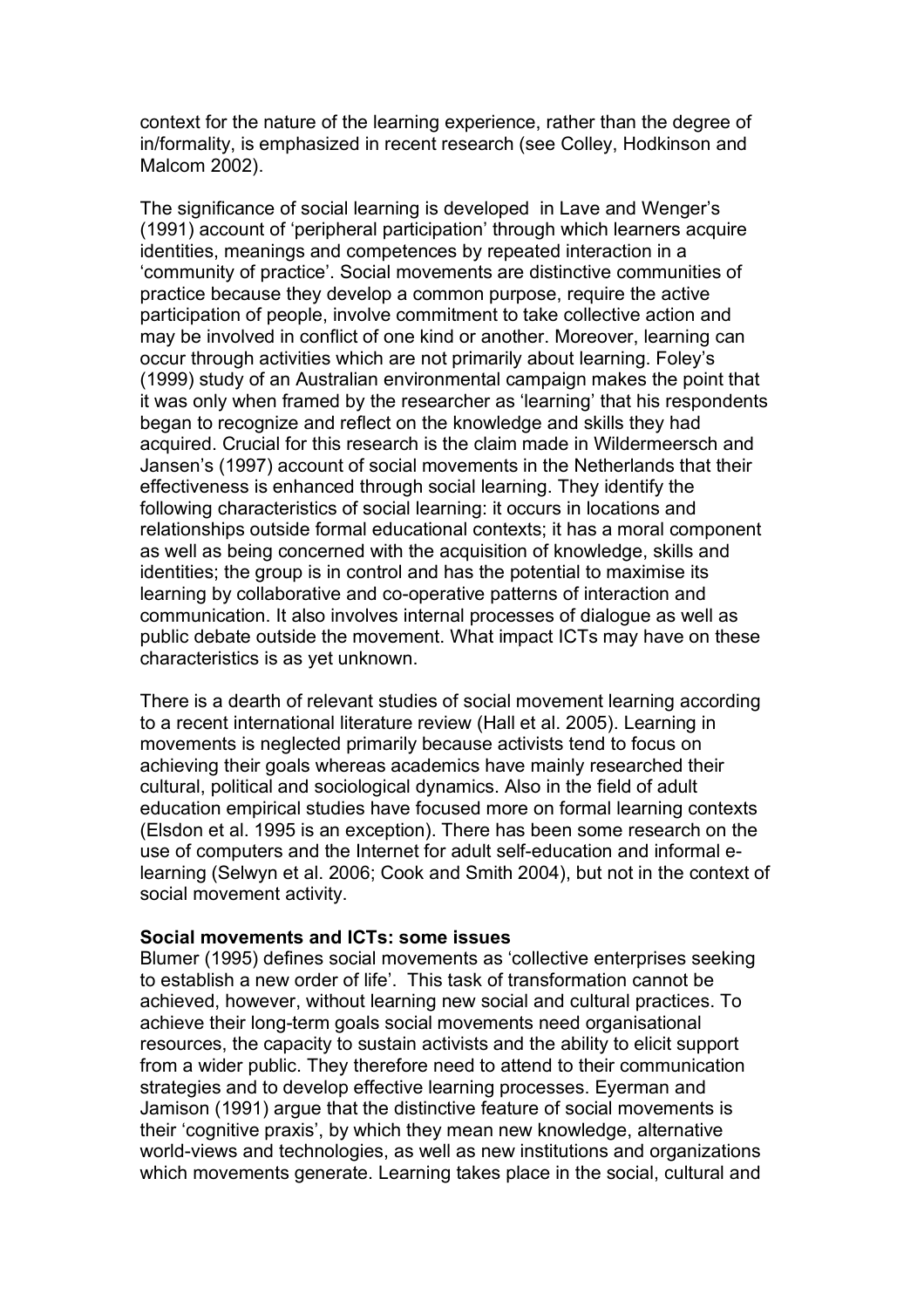context for the nature of the learning experience, rather than the degree of in/formality, is emphasized in recent research (see Colley, Hodkinson and Malcom 2002).

The significance of social learning is developed in Lave and Wenger's (1991) account of 'peripheral participation' through which learners acquire identities, meanings and competences by repeated interaction in a 'community of practice'. Social movements are distinctive communities of practice because they develop a common purpose, require the active participation of people, involve commitment to take collective action and may be involved in conflict of one kind or another. Moreover, learning can occur through activities which are not primarily about learning. Foley's (1999) study of an Australian environmental campaign makes the point that it was only when framed by the researcher as 'learning' that his respondents began to recognize and reflect on the knowledge and skills they had acquired. Crucial for this research is the claim made in Wildermeersch and Jansen's (1997) account of social movements in the Netherlands that their effectiveness is enhanced through social learning. They identify the following characteristics of social learning: it occurs in locations and relationships outside formal educational contexts; it has a moral component as well as being concerned with the acquisition of knowledge, skills and identities; the group is in control and has the potential to maximise its learning by collaborative and co-operative patterns of interaction and communication. It also involves internal processes of dialogue as well as public debate outside the movement. What impact ICTs may have on these characteristics is as yet unknown.

There is a dearth of relevant studies of social movement learning according to a recent international literature review (Hall et al. 2005). Learning in movements is neglected primarily because activists tend to focus on achieving their goals whereas academics have mainly researched their cultural, political and sociological dynamics. Also in the field of adult education empirical studies have focused more on formal learning contexts (Elsdon et al. 1995 is an exception). There has been some research on the use of computers and the Internet for adult self-education and informal e-learning (Selwyn et al. 2006; Cook and Smith 2004), but not in the context of social movement activity.

**Social movements and ICTs: some issues**

Blumer (1995) defines social movements as 'collective enterprises seeking to establish a new order of life'. This task of transformation cannot be achieved, however, without learning new social and cultural practices. To achieve their long-term goals social movements need organisational resources, the capacity to sustain activists and the ability to elicit support from a wider public. They therefore need to attend to their communication strategies and to develop effective learning processes. Eyerman and Jamison (1991) argue that the distinctive feature of social movements is their 'cognitive praxis', by which they mean new knowledge, alternative world-views and technologies, as well as new institutions and organizations which movements generate. Learning takes place in the social, cultural and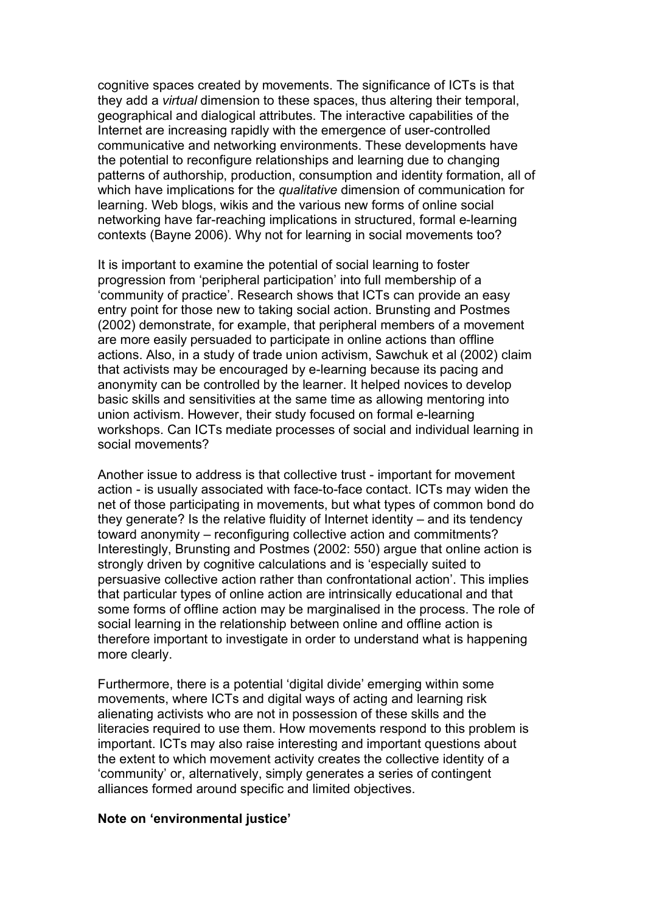cognitive spaces created by movements. The significance of ICTs is that they add a *virtual* dimension to these spaces, thus altering their temporal, geographical and dialogical attributes. The interactive capabilities of the Internet are increasing rapidly with the emergence of user-controlled communicative and networking environments. These developments have the potential to reconfigure relationships and learning due to changing patterns of authorship, production, consumption and identity formation, all of which have implications for the *qualitative* dimension of communication for learning. Web blogs, wikis and the various new forms of online social networking have far-reaching implications in structured, formal e-learning contexts (Bayne 2006). Why not for learning in social movements too?

It is important to examine the potential of social learning to foster progression from 'peripheral participation' into full membership of a 'community of practice'. Research shows that ICTs can provide an easy entry point for those new to taking social action. Brunsting and Postmes (2002) demonstrate, for example, that peripheral members of a movement are more easily persuaded to participate in online actions than offline actions. Also, in a study of trade union activism, Sawchuk et al (2002) claim that activists may be encouraged by e-learning because its pacing and anonymity can be controlled by the learner. It helped novices to develop basic skills and sensitivities at the same time as allowing mentoring into union activism. However, their study focused on formal e-learning workshops. Can ICTs mediate processes of social and individual learning in social movements?

Another issue to address is that collective trust - important for movement action - is usually associated with face-to-face contact. ICTs may widen the net of those participating in movements, but what types of common bond do they generate? Is the relative fluidity of Internet identity – and its tendency toward anonymity – reconfiguring collective action and commitments? Interestingly, Brunsting and Postmes (2002: 550) argue that online action is strongly driven by cognitive calculations and is 'especially suited to persuasive collective action rather than confrontational action'. This implies that particular types of online action are intrinsically educational and that some forms of offline action may be marginalised in the process. The role of social learning in the relationship between online and offline action is therefore important to investigate in order to understand what is happening more clearly.

Furthermore, there is a potential 'digital divide' emerging within some movements, where ICTs and digital ways of acting and learning risk alienating activists who are not in possession of these skills and the literacies required to use them. How movements respond to this problem is important. ICTs may also raise interesting and important questions about the extent to which movement activity creates the collective identity of a 'community' or, alternatively, simply generates a series of contingent alliances formed around specific and limited objectives.

**Note on 'environmental justice'**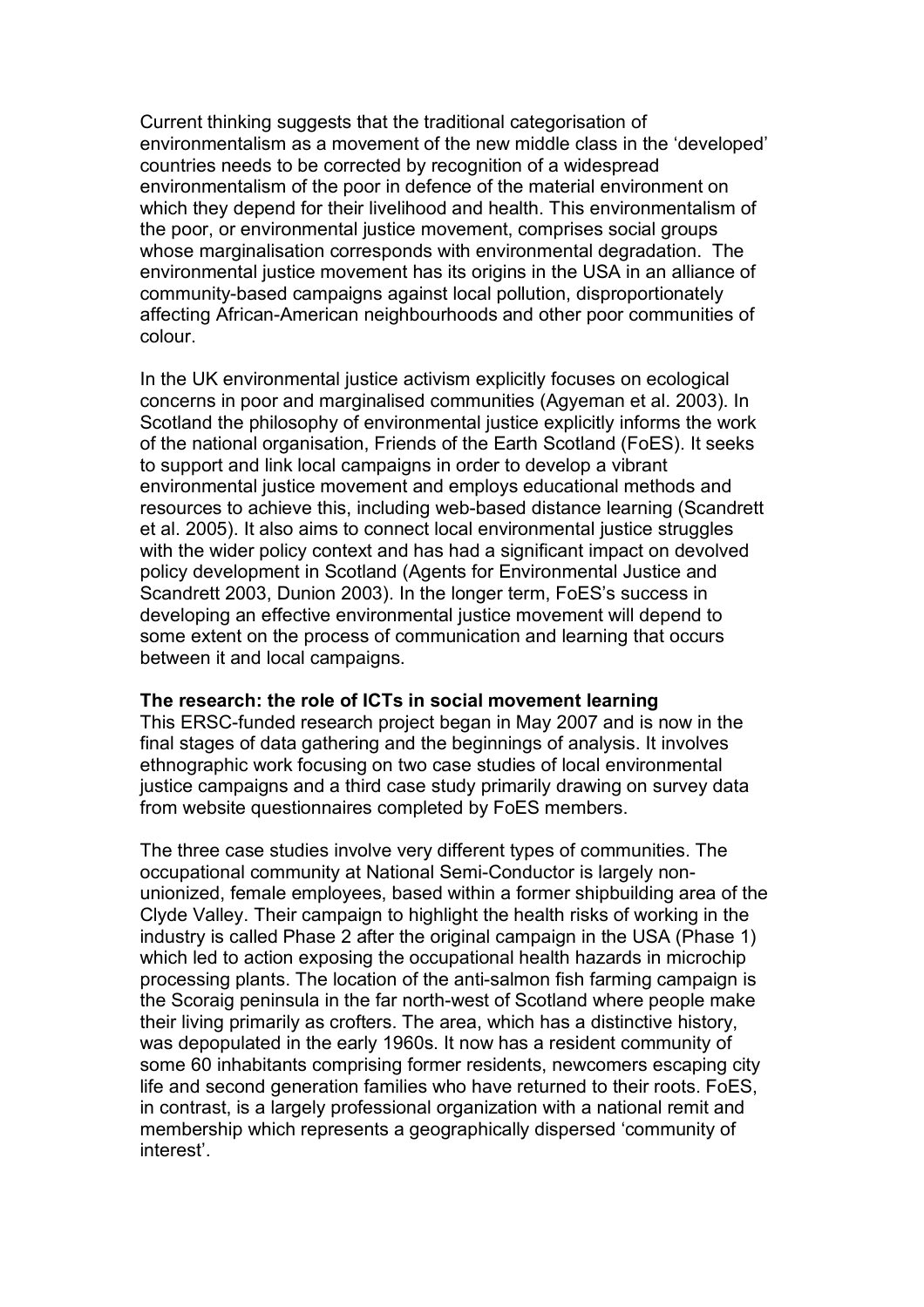Current thinking suggests that the traditional categorisation of environmentalism as a movement of the new middle class in the 'developed' countries needs to be corrected by recognition of a widespread environmentalism of the poor in defence of the material environment on which they depend for their livelihood and health. This environmentalism of the poor, or environmental justice movement, comprises social groups whose marginalisation corresponds with environmental degradation. The environmental justice movement has its origins in the USA in an alliance of community-based campaigns against local pollution, disproportionately affecting African-American neighbourhoods and other poor communities of colour.

In the UK environmental justice activism explicitly focuses on ecological concerns in poor and marginalised communities (Agyeman et al. 2003). In Scotland the philosophy of environmental justice explicitly informs the work of the national organisation, Friends of the Earth Scotland (FoES). It seeks to support and link local campaigns in order to develop a vibrant environmental justice movement and employs educational methods and resources to achieve this, including web-based distance learning (Scandrett et al. 2005). It also aims to connect local environmental justice struggles with the wider policy context and has had a significant impact on devolved policy development in Scotland (Agents for Environmental Justice and Scandrett 2003, Dunion 2003). In the longer term, FoES's success in developing an effective environmental justice movement will depend to some extent on the process of communication and learning that occurs between it and local campaigns.

**The research: the role of ICTs in social movement learning**

This ERSC-funded research project began in May 2007 and is now in the final stages of data gathering and the beginnings of analysis. It involves ethnographic work focusing on two case studies of local environmental justice campaigns and a third case study primarily drawing on survey data from website questionnaires completed by FoES members.

The three case studies involve very different types of communities. The occupational community at National Semi-Conductor is largely non-unionized, female employees, based within a former shipbuilding area of the Clyde Valley. Their campaign to highlight the health risks of working in the industry is called Phase 2 after the original campaign in the USA (Phase 1) which led to action exposing the occupational health hazards in microchip processing plants. The location of the anti-salmon fish farming campaign is the Scoraig peninsula in the far north-west of Scotland where people make their living primarily as crofters. The area, which has a distinctive history, was depopulated in the early 1960s. It now has a resident community of some 60 inhabitants comprising former residents, newcomers escaping city life and second generation families who have returned to their roots. FoES, in contrast, is a largely professional organization with a national remit and membership which represents a geographically dispersed 'community of interest'.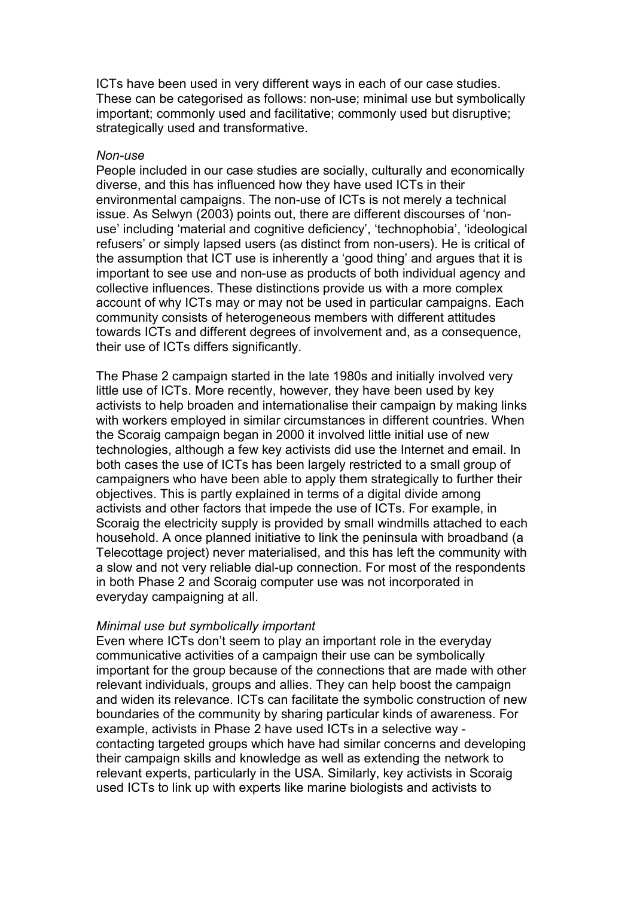ICTs have been used in very different ways in each of our case studies. These can be categorised as follows: non-use; minimal use but symbolically important; commonly used and facilitative; commonly used but disruptive; strategically used and transformative.

*Non-use*

People included in our case studies are socially, culturally and economically diverse, and this has influenced how they have used ICTs in their environmental campaigns. The non-use of ICTs is not merely a technical issue. As Selwyn (2003) points out, there are different discourses of 'non-use' including 'material and cognitive deficiency', 'technophobia', 'ideological refusers' or simply lapsed users (as distinct from non-users). He is critical of the assumption that ICT use is inherently a 'good thing' and argues that it is important to see use and non-use as products of both individual agency and collective influences. These distinctions provide us with a more complex account of why ICTs may or may not be used in particular campaigns. Each community consists of heterogeneous members with different attitudes towards ICTs and different degrees of involvement and, as a consequence, their use of ICTs differs significantly.

The Phase 2 campaign started in the late 1980s and initially involved very little use of ICTs. More recently, however, they have been used by key activists to help broaden and internationalise their campaign by making links with workers employed in similar circumstances in different countries. When the Scoraig campaign began in 2000 it involved little initial use of new technologies, although a few key activists did use the Internet and email. In both cases the use of ICTs has been largely restricted to a small group of campaigners who have been able to apply them strategically to further their objectives. This is partly explained in terms of a digital divide among activists and other factors that impede the use of ICTs. For example, in Scoraig the electricity supply is provided by small windmills attached to each household. A once planned initiative to link the peninsula with broadband (a Telecottage project) never materialised, and this has left the community with a slow and not very reliable dial-up connection. For most of the respondents in both Phase 2 and Scoraig computer use was not incorporated in everyday campaigning at all.

*Minimal use but symbolically important*

Even where ICTs don't seem to play an important role in the everyday communicative activities of a campaign their use can be symbolically important for the group because of the connections that are made with other relevant individuals, groups and allies. They can help boost the campaign and widen its relevance. ICTs can facilitate the symbolic construction of new boundaries of the community by sharing particular kinds of awareness. For example, activists in Phase 2 have used ICTs in a selective way - contacting targeted groups which have had similar concerns and developing their campaign skills and knowledge as well as extending the network to relevant experts, particularly in the USA. Similarly, key activists in Scoraig used ICTs to link up with experts like marine biologists and activists to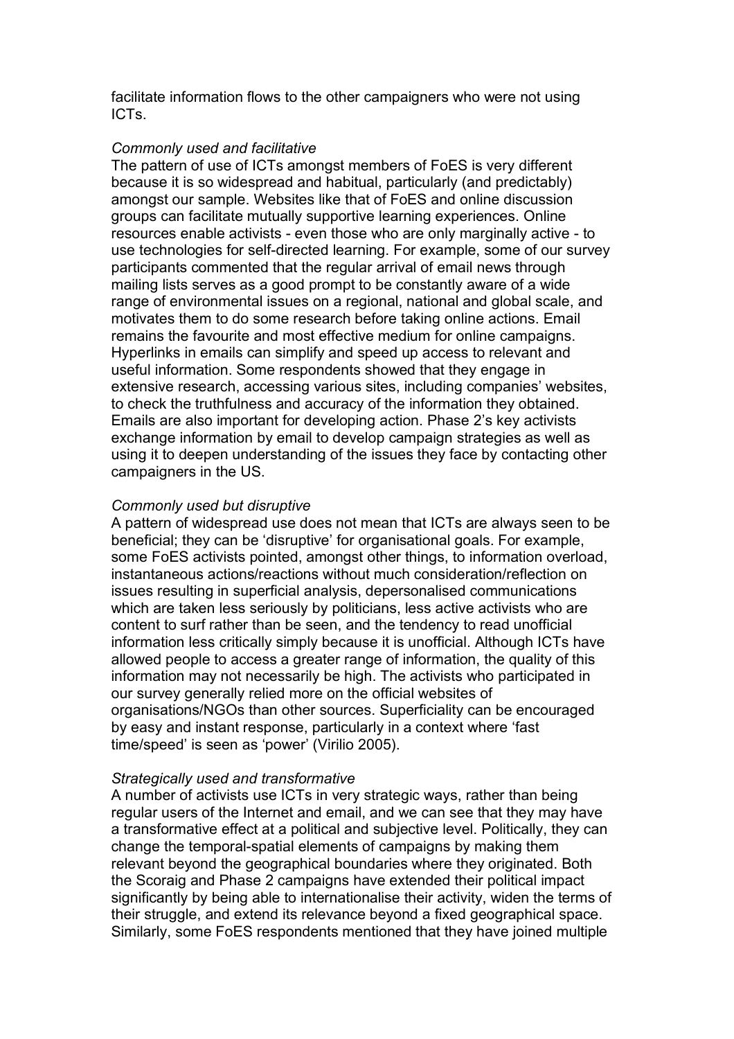facilitate information flows to the other campaigners who were not using ICTs.

*Commonly used and facilitative*

The pattern of use of ICTs amongst members of FoES is very different because it is so widespread and habitual, particularly (and predictably) amongst our sample. Websites like that of FoES and online discussion groups can facilitate mutually supportive learning experiences. Online resources enable activists - even those who are only marginally active - to use technologies for self-directed learning. For example, some of our survey participants commented that the regular arrival of email news through mailing lists serves as a good prompt to be constantly aware of a wide range of environmental issues on a regional, national and global scale, and motivates them to do some research before taking online actions. Email remains the favourite and most effective medium for online campaigns. Hyperlinks in emails can simplify and speed up access to relevant and useful information. Some respondents showed that they engage in extensive research, accessing various sites, including companies' websites, to check the truthfulness and accuracy of the information they obtained. Emails are also important for developing action. Phase 2's key activists exchange information by email to develop campaign strategies as well as using it to deepen understanding of the issues they face by contacting other campaigners in the US.

*Commonly used but disruptive*

A pattern of widespread use does not mean that ICTs are always seen to be beneficial; they can be 'disruptive' for organisational goals. For example, some FoES activists pointed, amongst other things, to information overload, instantaneous actions/reactions without much consideration/reflection on issues resulting in superficial analysis, depersonalised communications which are taken less seriously by politicians, less active activists who are content to surf rather than be seen, and the tendency to read unofficial information less critically simply because it is unofficial. Although ICTs have allowed people to access a greater range of information, the quality of this information may not necessarily be high. The activists who participated in our survey generally relied more on the official websites of organisations/NGOs than other sources. Superficiality can be encouraged by easy and instant response, particularly in a context where 'fast time/speed' is seen as 'power' (Virilio 2005).

*Strategically used and transformative*

A number of activists use ICTs in very strategic ways, rather than being regular users of the Internet and email, and we can see that they may have a transformative effect at a political and subjective level. Politically, they can change the temporal-spatial elements of campaigns by making them relevant beyond the geographical boundaries where they originated. Both the Scoraig and Phase 2 campaigns have extended their political impact significantly by being able to internationalise their activity, widen the terms of their struggle, and extend its relevance beyond a fixed geographical space. Similarly, some FoES respondents mentioned that they have joined multiple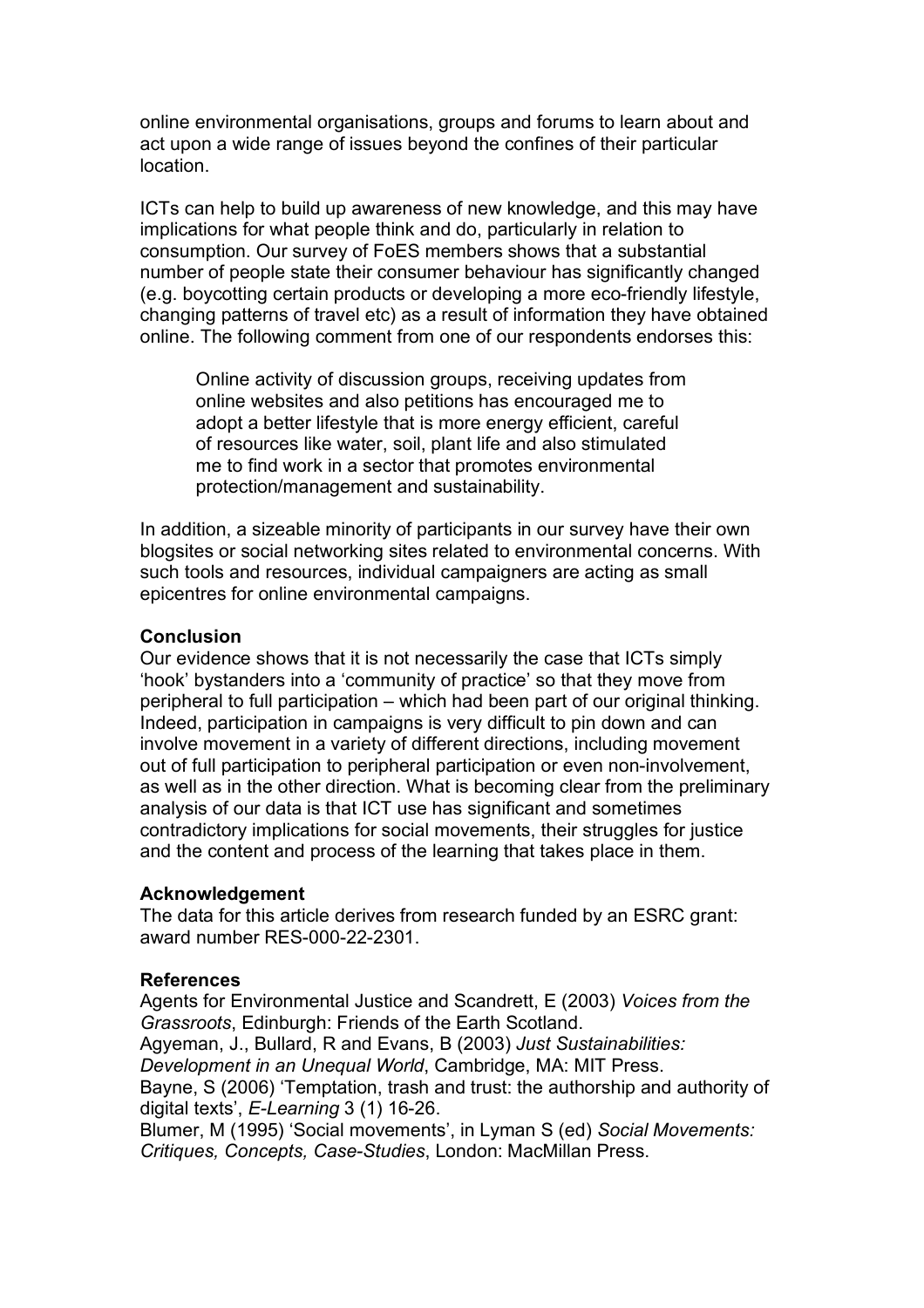online environmental organisations, groups and forums to learn about and act upon a wide range of issues beyond the confines of their particular location.

ICTs can help to build up awareness of new knowledge, and this may have implications for what people think and do, particularly in relation to consumption. Our survey of FoES members shows that a substantial number of people state their consumer behaviour has significantly changed (e.g. boycotting certain products or developing a more eco-friendly lifestyle, changing patterns of travel etc) as a result of information they have obtained online. The following comment from one of our respondents endorses this:

> Online activity of discussion groups, receiving updates from online websites and also petitions has encouraged me to adopt a better lifestyle that is more energy efficient, careful of resources like water, soil, plant life and also stimulated me to find work in a sector that promotes environmental protection/management and sustainability.

In addition, a sizeable minority of participants in our survey have their own blogsites or social networking sites related to environmental concerns. With such tools and resources, individual campaigners are acting as small epicentres for online environmental campaigns.

**Conclusion**

Our evidence shows that it is not necessarily the case that ICTs simply 'hook' bystanders into a 'community of practice' so that they move from peripheral to full participation – which had been part of our original thinking. Indeed, participation in campaigns is very difficult to pin down and can involve movement in a variety of different directions, including movement out of full participation to peripheral participation or even non-involvement, as well as in the other direction. What is becoming clear from the preliminary analysis of our data is that ICT use has significant and sometimes contradictory implications for social movements, their struggles for justice and the content and process of the learning that takes place in them.

**Acknowledgement**

The data for this article derives from research funded by an ESRC grant: award number RES-000-22-2301.

**References**

Agents for Environmental Justice and Scandrett, E (2003) *Voices from the Grassroots*, Edinburgh: Friends of the Earth Scotland.

Agyeman, J., Bullard, R and Evans, B (2003) *Just Sustainabilities: Development in an Unequal World*, Cambridge, MA: MIT Press.

Bayne, S (2006) 'Temptation, trash and trust: the authorship and authority of digital texts', *E-Learning* 3 (1) 16-26.

Blumer, M (1995) 'Social movements', in Lyman S (ed) *Social Movements: Critiques, Concepts, Case-Studies*, London: MacMillan Press.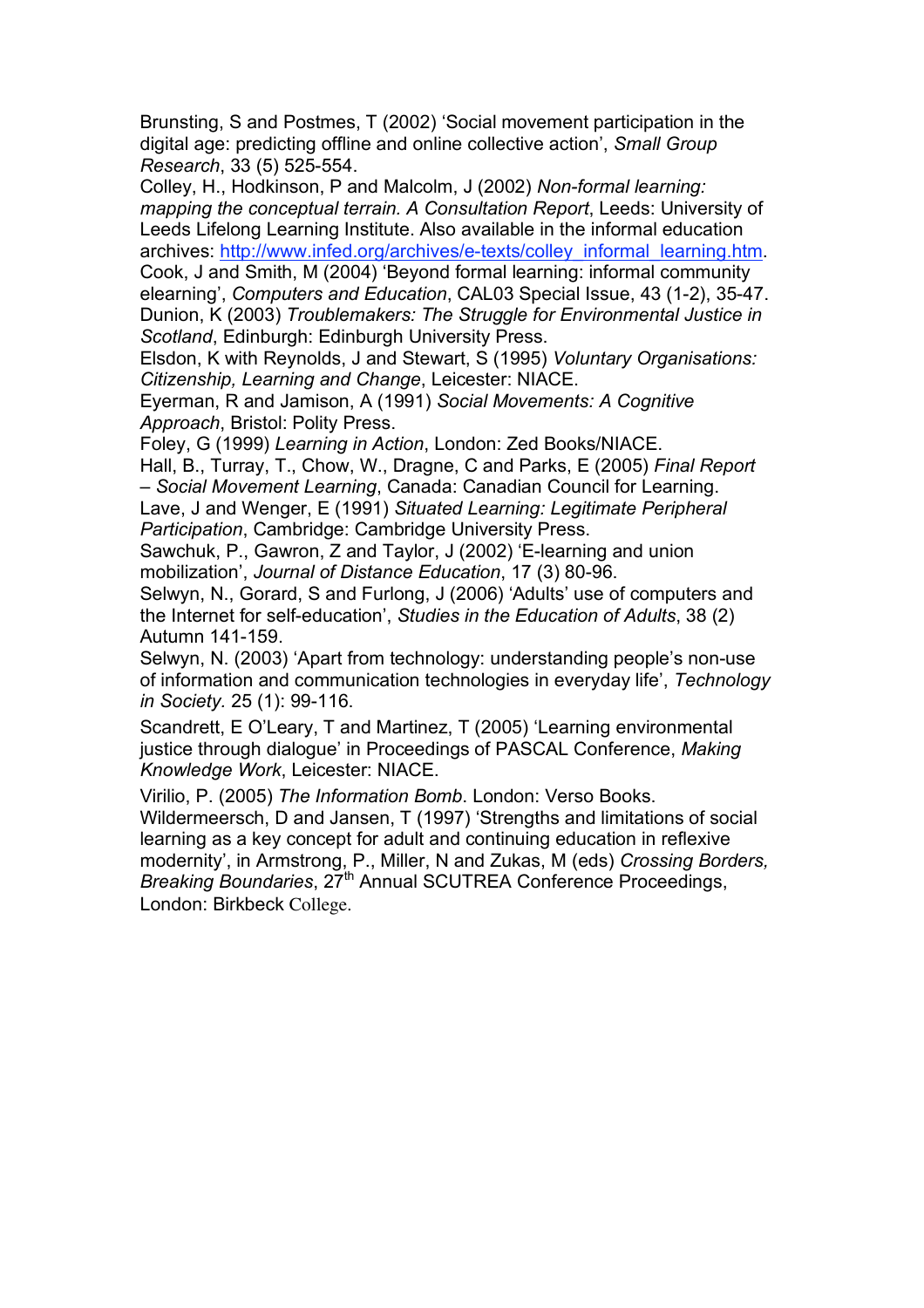Brunsting, S and Postmes, T (2002) 'Social movement participation in the digital age: predicting offline and online collective action', *Small Group Research*, 33 (5) 525-554.

Colley, H., Hodkinson, P and Malcolm, J (2002) *Non-formal learning: mapping the conceptual terrain. A Consultation Report*, Leeds: University of Leeds Lifelong Learning Institute. Also available in the informal education archives: http://www.infed.org/archives/e-texts/colley_informal_learning.htm.

Cook, J and Smith, M (2004) 'Beyond formal learning: informal community elearning', *Computers and Education*, CAL03 Special Issue, 43 (1-2), 35-47.

Dunion, K (2003) *Troublemakers: The Struggle for Environmental Justice in Scotland*, Edinburgh: Edinburgh University Press.

Elsdon, K with Reynolds, J and Stewart, S (1995) *Voluntary Organisations: Citizenship, Learning and Change*, Leicester: NIACE.

Eyerman, R and Jamison, A (1991) *Social Movements: A Cognitive Approach*, Bristol: Polity Press.

Foley, G (1999) *Learning in Action*, London: Zed Books/NIACE.

Hall, B., Turray, T., Chow, W., Dragne, C and Parks, E (2005) *Final Report – Social Movement Learning*, Canada: Canadian Council for Learning.

Lave, J and Wenger, E (1991) *Situated Learning: Legitimate Peripheral Participation*, Cambridge: Cambridge University Press.

Sawchuk, P., Gawron, Z and Taylor, J (2002) 'E-learning and union mobilization', *Journal of Distance Education*, 17 (3) 80-96.

Selwyn, N., Gorard, S and Furlong, J (2006) 'Adults' use of computers and the Internet for self-education', *Studies in the Education of Adults*, 38 (2) Autumn 141-159.

Selwyn, N. (2003) 'Apart from technology: understanding people's non-use of information and communication technologies in everyday life', *Technology in Society.* 25 (1): 99-116.

Scandrett, E O'Leary, T and Martinez, T (2005) 'Learning environmental justice through dialogue' in Proceedings of PASCAL Conference, *Making Knowledge Work*, Leicester: NIACE.

Virilio, P. (2005) *The Information Bomb*. London: Verso Books.

Wildermeersch, D and Jansen, T (1997) 'Strengths and limitations of social learning as a key concept for adult and continuing education in reflexive modernity', in Armstrong, P., Miller, N and Zukas, M (eds) *Crossing Borders, Breaking Boundaries*, 27th Annual SCUTREA Conference Proceedings, London: Birkbeck College.